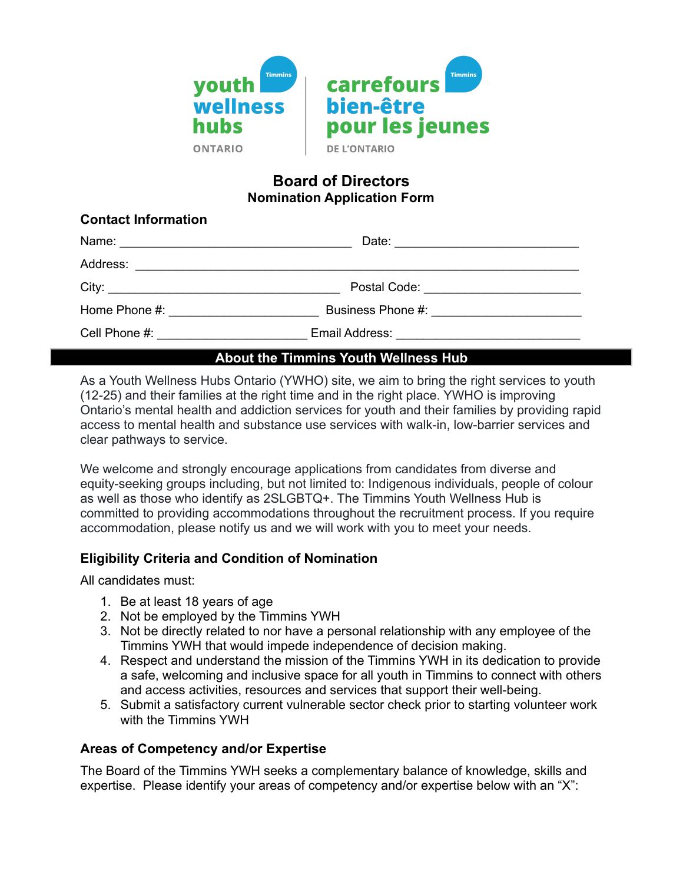youth wellness hubs ONTARIO — Timmins

carrefours bien-être pour les jeunes DE L'ONTARIO — Timmins

# Board of Directors

## Nomination Application Form

### Contact Information

Name: ______________________________ Date: ______________________

Address: ________________________________________________________

City: ______________________________ Postal Code: __________________

Home Phone #: __________________ Business Phone #: __________________

Cell Phone #: __________________ Email Address: _____________________

### About the Timmins Youth Wellness Hub

As a Youth Wellness Hubs Ontario (YWHO) site, we aim to bring the right services to youth (12-25) and their families at the right time and in the right place. YWHO is improving Ontario's mental health and addiction services for youth and their families by providing rapid access to mental health and substance use services with walk-in, low-barrier services and clear pathways to service.

We welcome and strongly encourage applications from candidates from diverse and equity-seeking groups including, but not limited to: Indigenous individuals, people of colour as well as those who identify as 2SLGBTQ+. The Timmins Youth Wellness Hub is committed to providing accommodations throughout the recruitment process. If you require accommodation, please notify us and we will work with you to meet your needs.

### Eligibility Criteria and Condition of Nomination

All candidates must:

1. Be at least 18 years of age
2. Not be employed by the Timmins YWH
3. Not be directly related to nor have a personal relationship with any employee of the Timmins YWH that would impede independence of decision making.
4. Respect and understand the mission of the Timmins YWH in its dedication to provide a safe, welcoming and inclusive space for all youth in Timmins to connect with others and access activities, resources and services that support their well-being.
5. Submit a satisfactory current vulnerable sector check prior to starting volunteer work with the Timmins YWH

### Areas of Competency and/or Expertise

The Board of the Timmins YWH seeks a complementary balance of knowledge, skills and expertise. Please identify your areas of competency and/or expertise below with an "X":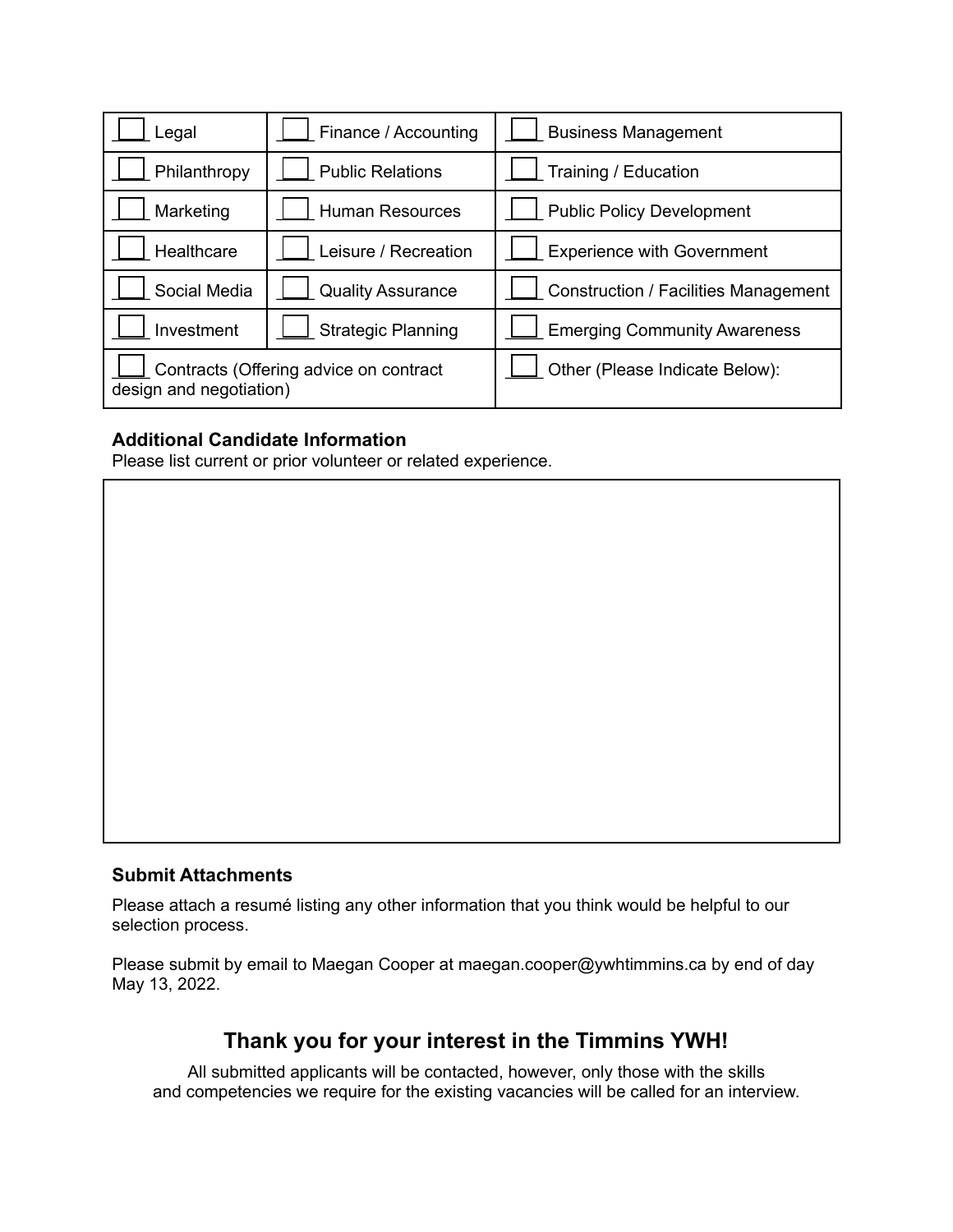| | | |
|---|---|---|
| ☐ Legal | ☐ Finance / Accounting | ☐ Business Management |
| ☐ Philanthropy | ☐ Public Relations | ☐ Training / Education |
| ☐ Marketing | ☐ Human Resources | ☐ Public Policy Development |
| ☐ Healthcare | ☐ Leisure / Recreation | ☐ Experience with Government |
| ☐ Social Media | ☐ Quality Assurance | ☐ Construction / Facilities Management |
| ☐ Investment | ☐ Strategic Planning | ☐ Emerging Community Awareness |
| ☐ Contracts (Offering advice on contract design and negotiation) | | ☐ Other (Please Indicate Below): |

**Additional Candidate Information**
Please list current or prior volunteer or related experience.

| |
|---|
| |

**Submit Attachments**

Please attach a resumé listing any other information that you think would be helpful to our selection process.

Please submit by email to Maegan Cooper at maegan.cooper@ywhtimmins.ca by end of day May 13, 2022.

## Thank you for your interest in the Timmins YWH!

All submitted applicants will be contacted, however, only those with the skills and competencies we require for the existing vacancies will be called for an interview.